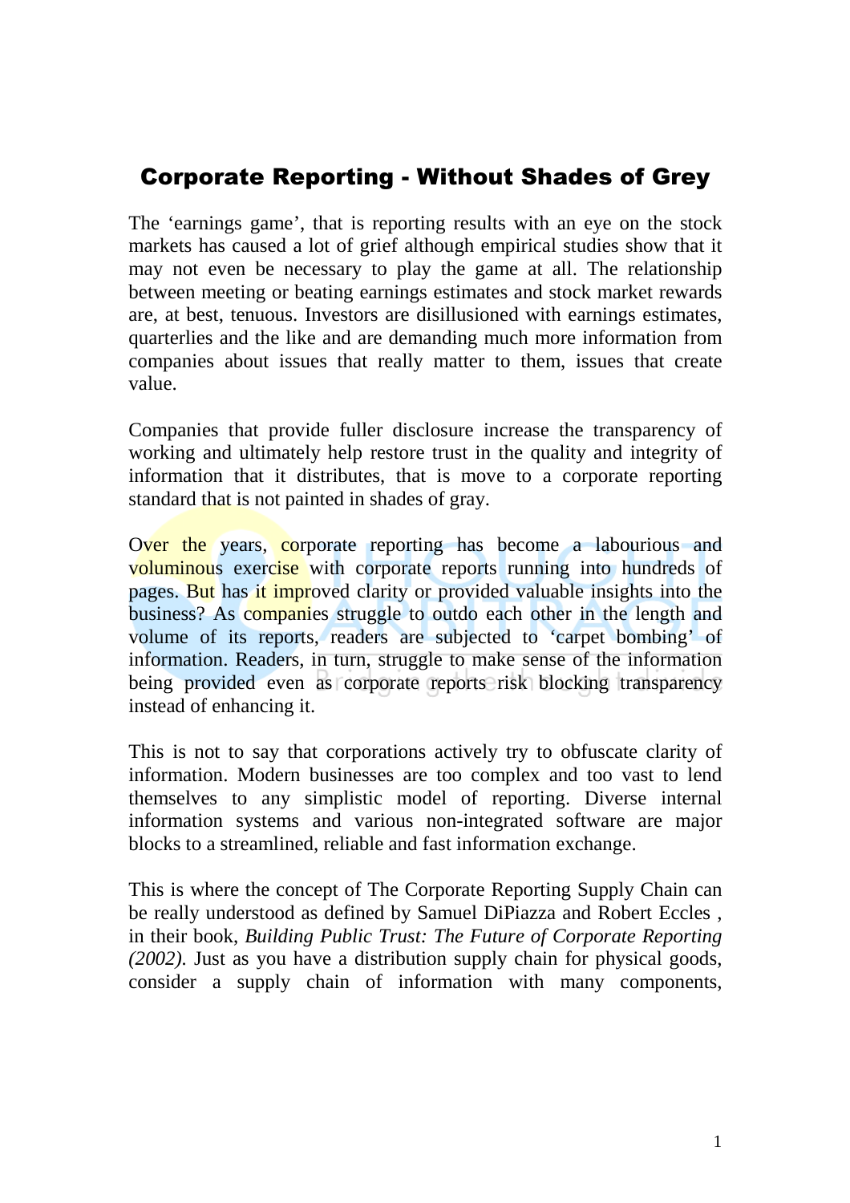# Corporate Reporting - Without Shades of Grey

The 'earnings game', that is reporting results with an eye on the stock markets has caused a lot of grief although empirical studies show that it may not even be necessary to play the game at all. The relationship between meeting or beating earnings estimates and stock market rewards are, at best, tenuous. Investors are disillusioned with earnings estimates, quarterlies and the like and are demanding much more information from companies about issues that really matter to them, issues that create value.

Companies that provide fuller disclosure increase the transparency of working and ultimately help restore trust in the quality and integrity of information that it distributes, that is move to a corporate reporting standard that is not painted in shades of gray.

Over the years, corporate reporting has become a labourious and voluminous exercise with corporate reports running into hundreds of pages. But has it improved clarity or provided valuable insights into the business? As companies struggle to outdo each other in the length and volume of its reports, readers are subjected to 'carpet bombing' of information. Readers, in turn, struggle to make sense of the information being provided even as corporate reports risk blocking transparency instead of enhancing it.

This is not to say that corporations actively try to obfuscate clarity of information. Modern businesses are too complex and too vast to lend themselves to any simplistic model of reporting. Diverse internal information systems and various non-integrated software are major blocks to a streamlined, reliable and fast information exchange.

This is where the concept of The Corporate Reporting Supply Chain can be really understood as defined by Samuel DiPiazza and Robert Eccles , in their book, *Building Public Trust: The Future of Corporate Reporting (2002).* Just as you have a distribution supply chain for physical goods, consider a supply chain of information with many components,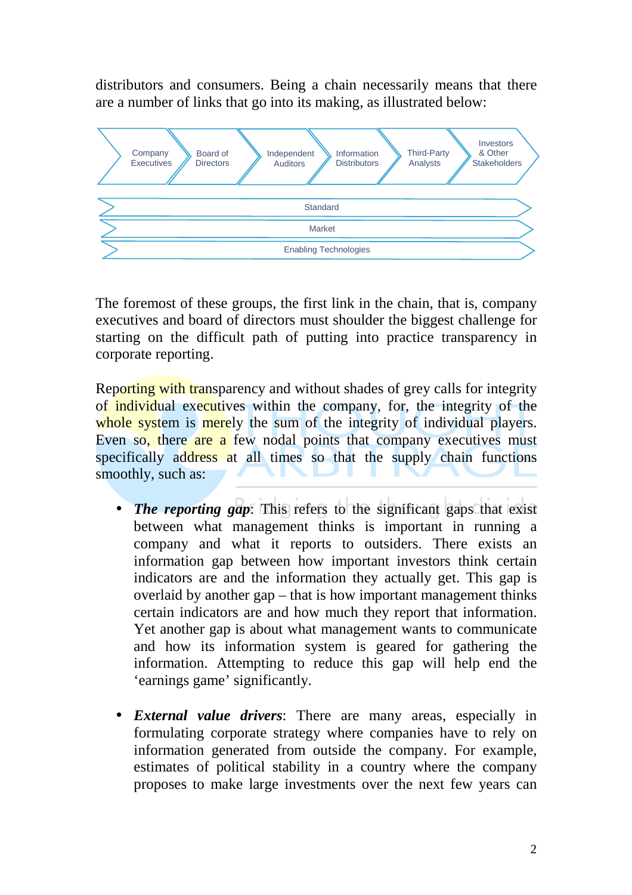distributors and consumers. Being a chain necessarily means that there are a number of links that go into its making, as illustrated below:

Company Executives
Board of Directors
Independent Auditors
Information Distributors
Third-Party Analysts
Investors & Other Stakeholders

Standard
Market
Enabling Technologies

The foremost of these groups, the first link in the chain, that is, company executives and board of directors must shoulder the biggest challenge for starting on the difficult path of putting into practice transparency in corporate reporting.

Reporting with transparency and without shades of grey calls for integrity of individual executives within the company, for, the integrity of the whole system is merely the sum of the integrity of individual players. Even so, there are a few nodal points that company executives must specifically address at all times so that the supply chain functions smoothly, such as:

- ***The reporting gap***: This refers to the significant gaps that exist between what management thinks is important in running a company and what it reports to outsiders. There exists an information gap between how important investors think certain indicators are and the information they actually get. This gap is overlaid by another gap – that is how important management thinks certain indicators are and how much they report that information. Yet another gap is about what management wants to communicate and how its information system is geared for gathering the information. Attempting to reduce this gap will help end the 'earnings game' significantly.

- ***External value drivers***: There are many areas, especially in formulating corporate strategy where companies have to rely on information generated from outside the company. For example, estimates of political stability in a country where the company proposes to make large investments over the next few years can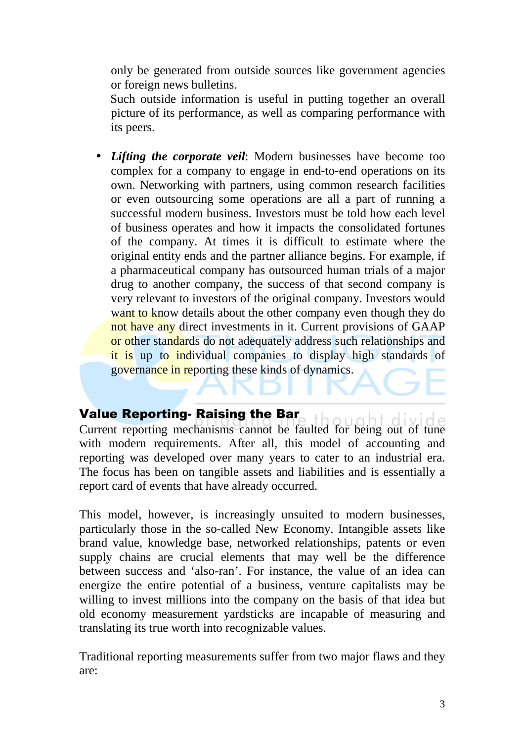only be generated from outside sources like government agencies or foreign news bulletins.
Such outside information is useful in putting together an overall picture of its performance, as well as comparing performance with its peers.

- ***Lifting the corporate veil***: Modern businesses have become too complex for a company to engage in end-to-end operations on its own. Networking with partners, using common research facilities or even outsourcing some operations are all a part of running a successful modern business. Investors must be told how each level of business operates and how it impacts the consolidated fortunes of the company. At times it is difficult to estimate where the original entity ends and the partner alliance begins. For example, if a pharmaceutical company has outsourced human trials of a major drug to another company, the success of that second company is very relevant to investors of the original company. Investors would want to know details about the other company even though they do not have any direct investments in it. Current provisions of GAAP or other standards do not adequately address such relationships and it is up to individual companies to display high standards of governance in reporting these kinds of dynamics.

## Value Reporting- Raising the Bar

Current reporting mechanisms cannot be faulted for being out of tune with modern requirements. After all, this model of accounting and reporting was developed over many years to cater to an industrial era. The focus has been on tangible assets and liabilities and is essentially a report card of events that have already occurred.

This model, however, is increasingly unsuited to modern businesses, particularly those in the so-called New Economy. Intangible assets like brand value, knowledge base, networked relationships, patents or even supply chains are crucial elements that may well be the difference between success and 'also-ran'. For instance, the value of an idea can energize the entire potential of a business, venture capitalists may be willing to invest millions into the company on the basis of that idea but old economy measurement yardsticks are incapable of measuring and translating its true worth into recognizable values.

Traditional reporting measurements suffer from two major flaws and they are: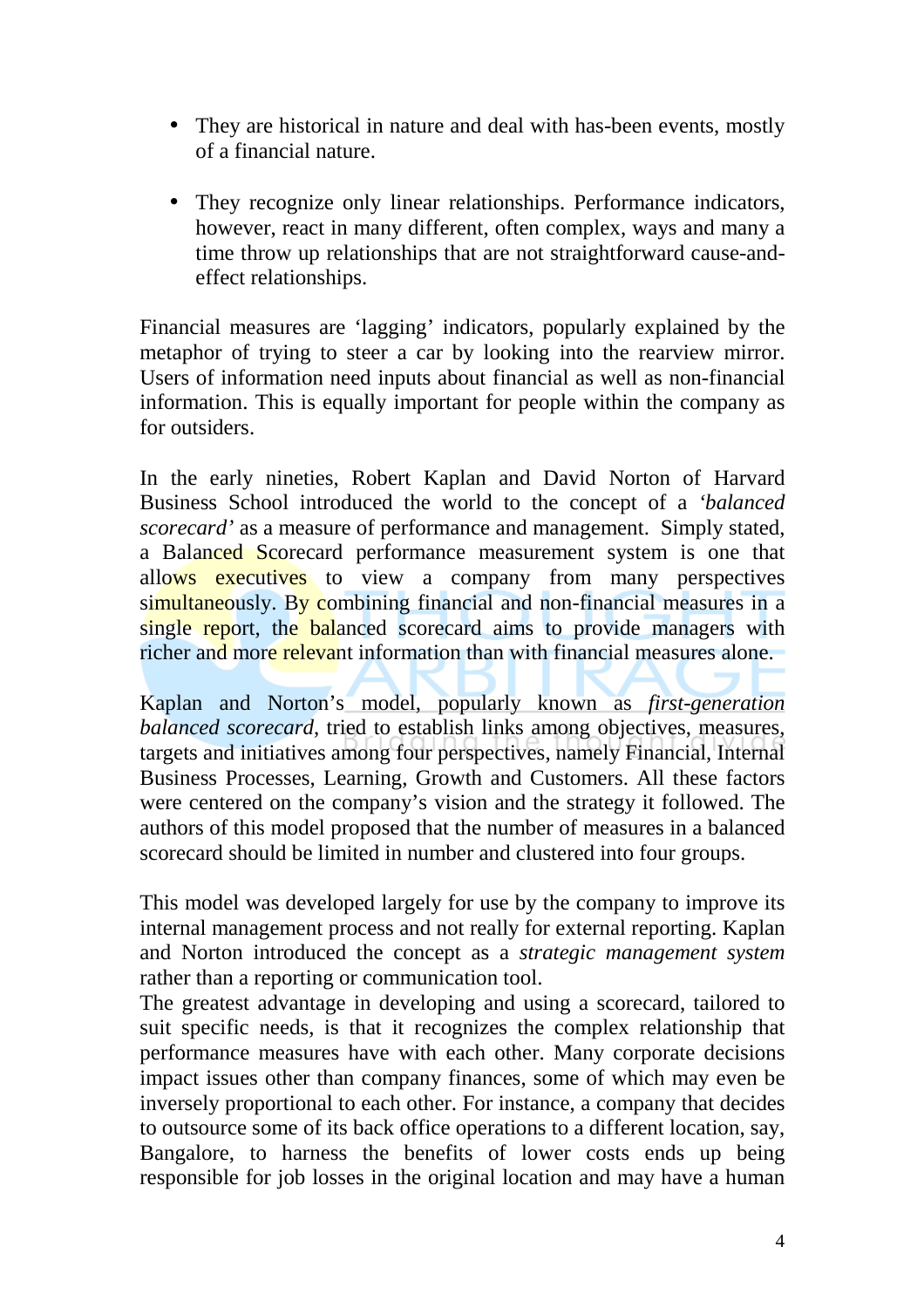- They are historical in nature and deal with has-been events, mostly of a financial nature.

- They recognize only linear relationships. Performance indicators, however, react in many different, often complex, ways and many a time throw up relationships that are not straightforward cause-and-effect relationships.

Financial measures are 'lagging' indicators, popularly explained by the metaphor of trying to steer a car by looking into the rearview mirror. Users of information need inputs about financial as well as non-financial information. This is equally important for people within the company as for outsiders.

In the early nineties, Robert Kaplan and David Norton of Harvard Business School introduced the world to the concept of a *'balanced scorecard'* as a measure of performance and management. Simply stated, a Balanced Scorecard performance measurement system is one that allows executives to view a company from many perspectives simultaneously. By combining financial and non-financial measures in a single report, the balanced scorecard aims to provide managers with richer and more relevant information than with financial measures alone.

Kaplan and Norton's model, popularly known as *first-generation balanced scorecard*, tried to establish links among objectives, measures, targets and initiatives among four perspectives, namely Financial, Internal Business Processes, Learning, Growth and Customers. All these factors were centered on the company's vision and the strategy it followed. The authors of this model proposed that the number of measures in a balanced scorecard should be limited in number and clustered into four groups.

This model was developed largely for use by the company to improve its internal management process and not really for external reporting. Kaplan and Norton introduced the concept as a *strategic management system* rather than a reporting or communication tool.
The greatest advantage in developing and using a scorecard, tailored to suit specific needs, is that it recognizes the complex relationship that performance measures have with each other. Many corporate decisions impact issues other than company finances, some of which may even be inversely proportional to each other. For instance, a company that decides to outsource some of its back office operations to a different location, say, Bangalore, to harness the benefits of lower costs ends up being responsible for job losses in the original location and may have a human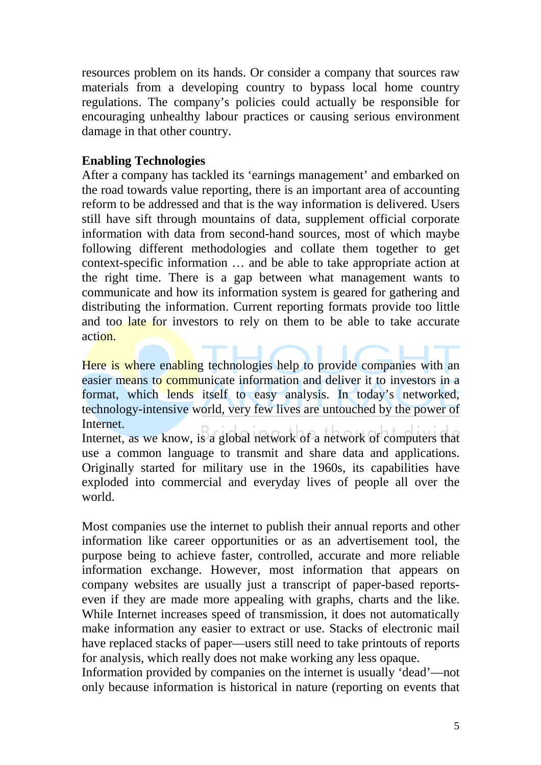resources problem on its hands. Or consider a company that sources raw materials from a developing country to bypass local home country regulations. The company's policies could actually be responsible for encouraging unhealthy labour practices or causing serious environment damage in that other country.

**Enabling Technologies**

After a company has tackled its 'earnings management' and embarked on the road towards value reporting, there is an important area of accounting reform to be addressed and that is the way information is delivered. Users still have sift through mountains of data, supplement official corporate information with data from second-hand sources, most of which maybe following different methodologies and collate them together to get context-specific information … and be able to take appropriate action at the right time. There is a gap between what management wants to communicate and how its information system is geared for gathering and distributing the information. Current reporting formats provide too little and too late for investors to rely on them to be able to take accurate action.

Here is where enabling technologies help to provide companies with an easier means to communicate information and deliver it to investors in a format, which lends itself to easy analysis. In today's networked, technology-intensive world, very few lives are untouched by the power of Internet.

Internet, as we know, is a global network of a network of computers that use a common language to transmit and share data and applications. Originally started for military use in the 1960s, its capabilities have exploded into commercial and everyday lives of people all over the world.

Most companies use the internet to publish their annual reports and other information like career opportunities or as an advertisement tool, the purpose being to achieve faster, controlled, accurate and more reliable information exchange. However, most information that appears on company websites are usually just a transcript of paper-based reports- even if they are made more appealing with graphs, charts and the like. While Internet increases speed of transmission, it does not automatically make information any easier to extract or use. Stacks of electronic mail have replaced stacks of paper—users still need to take printouts of reports for analysis, which really does not make working any less opaque.

Information provided by companies on the internet is usually 'dead'—not only because information is historical in nature (reporting on events that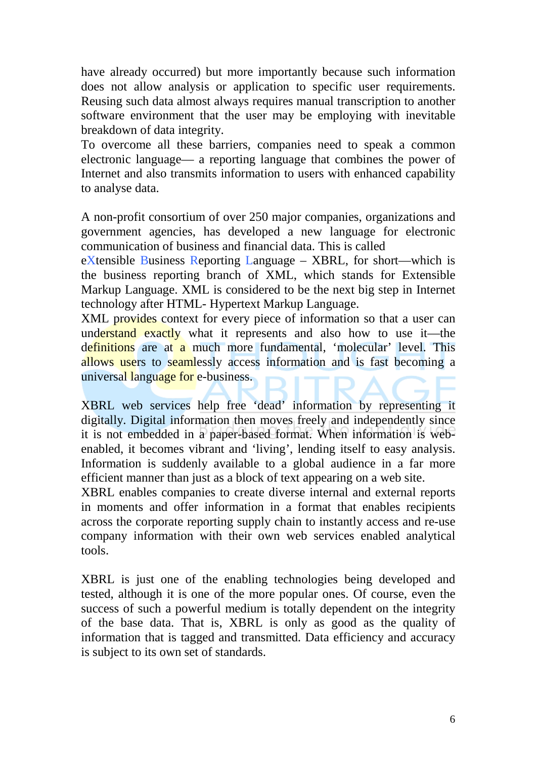have already occurred) but more importantly because such information does not allow analysis or application to specific user requirements. Reusing such data almost always requires manual transcription to another software environment that the user may be employing with inevitable breakdown of data integrity.

To overcome all these barriers, companies need to speak a common electronic language— a reporting language that combines the power of Internet and also transmits information to users with enhanced capability to analyse data.

A non-profit consortium of over 250 major companies, organizations and government agencies, has developed a new language for electronic communication of business and financial data. This is called eXtensible Business Reporting Language – XBRL, for short—which is the business reporting branch of XML, which stands for Extensible Markup Language. XML is considered to be the next big step in Internet technology after HTML- Hypertext Markup Language.

XML provides context for every piece of information so that a user can understand exactly what it represents and also how to use it—the definitions are at a much more fundamental, 'molecular' level. This allows users to seamlessly access information and is fast becoming a universal language for e-business.

XBRL web services help free 'dead' information by representing it digitally. Digital information then moves freely and independently since it is not embedded in a paper-based format. When information is web-enabled, it becomes vibrant and 'living', lending itself to easy analysis. Information is suddenly available to a global audience in a far more efficient manner than just as a block of text appearing on a web site.

XBRL enables companies to create diverse internal and external reports in moments and offer information in a format that enables recipients across the corporate reporting supply chain to instantly access and re-use company information with their own web services enabled analytical tools.

XBRL is just one of the enabling technologies being developed and tested, although it is one of the more popular ones. Of course, even the success of such a powerful medium is totally dependent on the integrity of the base data. That is, XBRL is only as good as the quality of information that is tagged and transmitted. Data efficiency and accuracy is subject to its own set of standards.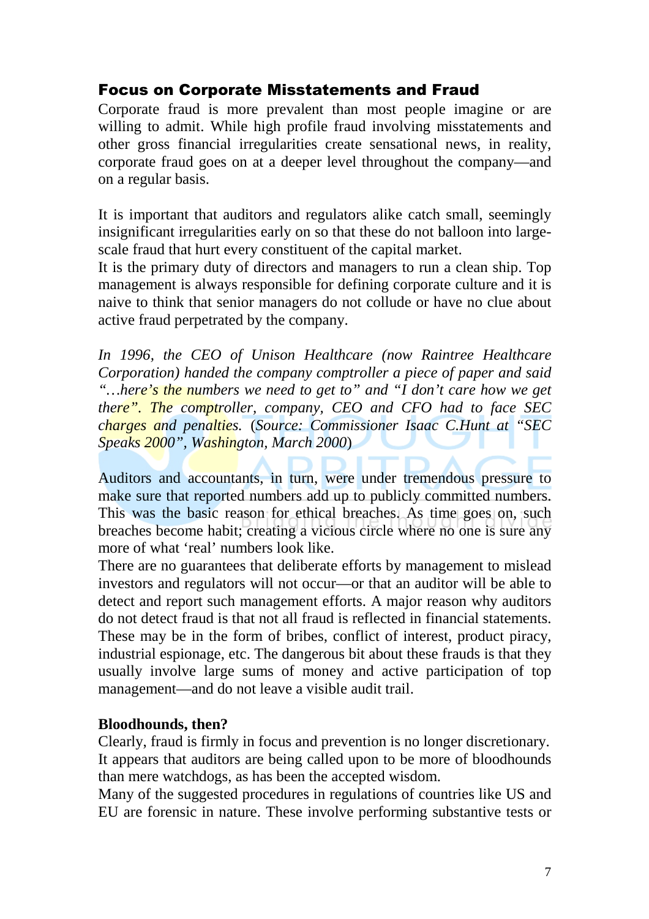## Focus on Corporate Misstatements and Fraud

Corporate fraud is more prevalent than most people imagine or are willing to admit. While high profile fraud involving misstatements and other gross financial irregularities create sensational news, in reality, corporate fraud goes on at a deeper level throughout the company—and on a regular basis.

It is important that auditors and regulators alike catch small, seemingly insignificant irregularities early on so that these do not balloon into large-scale fraud that hurt every constituent of the capital market.

It is the primary duty of directors and managers to run a clean ship. Top management is always responsible for defining corporate culture and it is naive to think that senior managers do not collude or have no clue about active fraud perpetrated by the company.

*In 1996, the CEO of Unison Healthcare (now Raintree Healthcare Corporation) handed the company comptroller a piece of paper and said "…here's the numbers we need to get to" and "I don't care how we get there". The comptroller, company, CEO and CFO had to face SEC charges and penalties.* (*Source: Commissioner Isaac C.Hunt at "SEC Speaks 2000", Washington, March 2000*)

Auditors and accountants, in turn, were under tremendous pressure to make sure that reported numbers add up to publicly committed numbers. This was the basic reason for ethical breaches. As time goes on, such breaches become habit; creating a vicious circle where no one is sure any more of what 'real' numbers look like.

There are no guarantees that deliberate efforts by management to mislead investors and regulators will not occur—or that an auditor will be able to detect and report such management efforts. A major reason why auditors do not detect fraud is that not all fraud is reflected in financial statements. These may be in the form of bribes, conflict of interest, product piracy, industrial espionage, etc. The dangerous bit about these frauds is that they usually involve large sums of money and active participation of top management—and do not leave a visible audit trail.

**Bloodhounds, then?**

Clearly, fraud is firmly in focus and prevention is no longer discretionary. It appears that auditors are being called upon to be more of bloodhounds than mere watchdogs, as has been the accepted wisdom.

Many of the suggested procedures in regulations of countries like US and EU are forensic in nature. These involve performing substantive tests or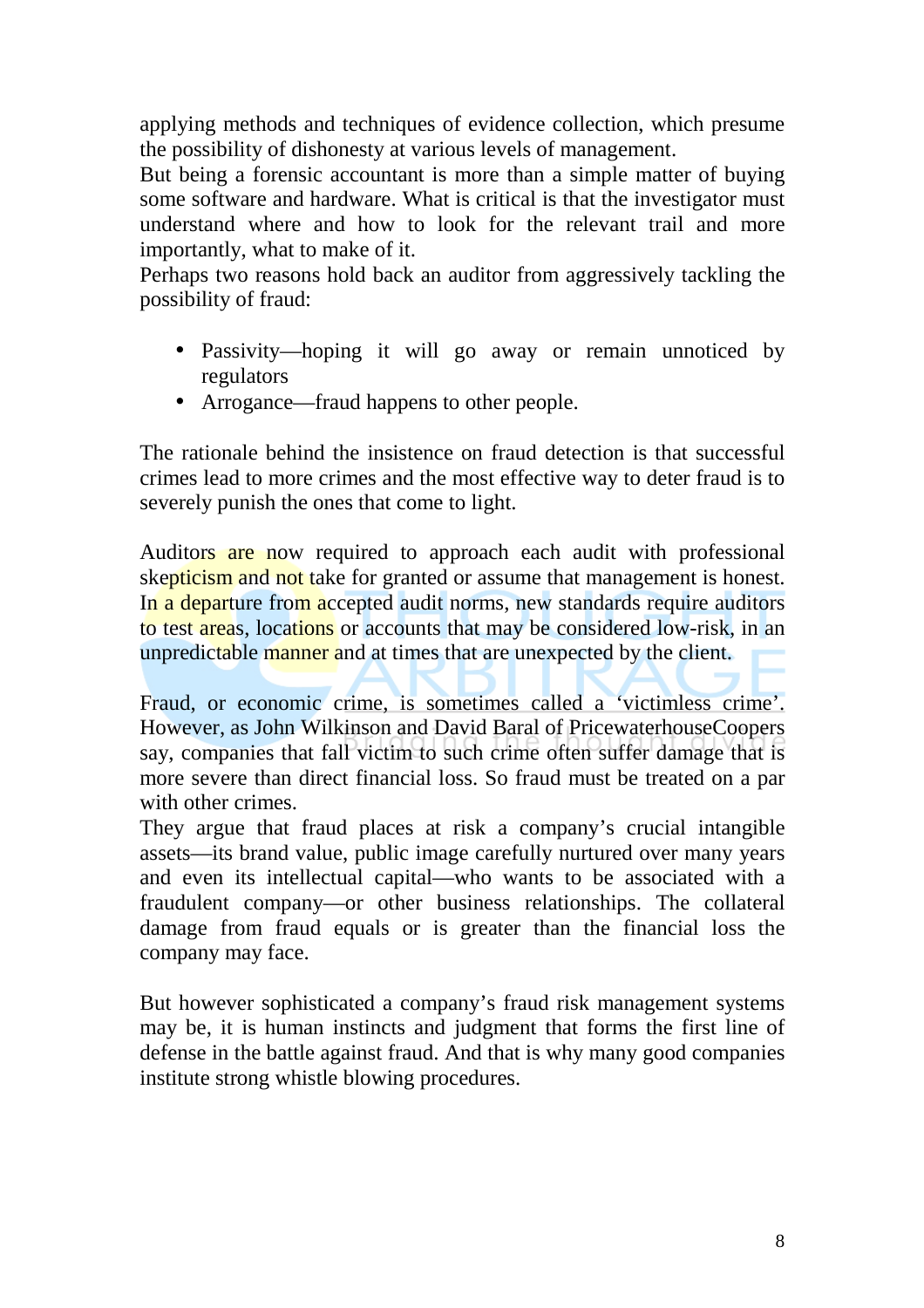applying methods and techniques of evidence collection, which presume the possibility of dishonesty at various levels of management.

But being a forensic accountant is more than a simple matter of buying some software and hardware. What is critical is that the investigator must understand where and how to look for the relevant trail and more importantly, what to make of it.

Perhaps two reasons hold back an auditor from aggressively tackling the possibility of fraud:

- Passivity—hoping it will go away or remain unnoticed by regulators
- Arrogance—fraud happens to other people.

The rationale behind the insistence on fraud detection is that successful crimes lead to more crimes and the most effective way to deter fraud is to severely punish the ones that come to light.

Auditors are now required to approach each audit with professional skepticism and not take for granted or assume that management is honest. In a departure from accepted audit norms, new standards require auditors to test areas, locations or accounts that may be considered low-risk, in an unpredictable manner and at times that are unexpected by the client.

Fraud, or economic crime, is sometimes called a 'victimless crime'. However, as John Wilkinson and David Baral of PricewaterhouseCoopers say, companies that fall victim to such crime often suffer damage that is more severe than direct financial loss. So fraud must be treated on a par with other crimes.

They argue that fraud places at risk a company's crucial intangible assets—its brand value, public image carefully nurtured over many years and even its intellectual capital—who wants to be associated with a fraudulent company—or other business relationships. The collateral damage from fraud equals or is greater than the financial loss the company may face.

But however sophisticated a company's fraud risk management systems may be, it is human instincts and judgment that forms the first line of defense in the battle against fraud. And that is why many good companies institute strong whistle blowing procedures.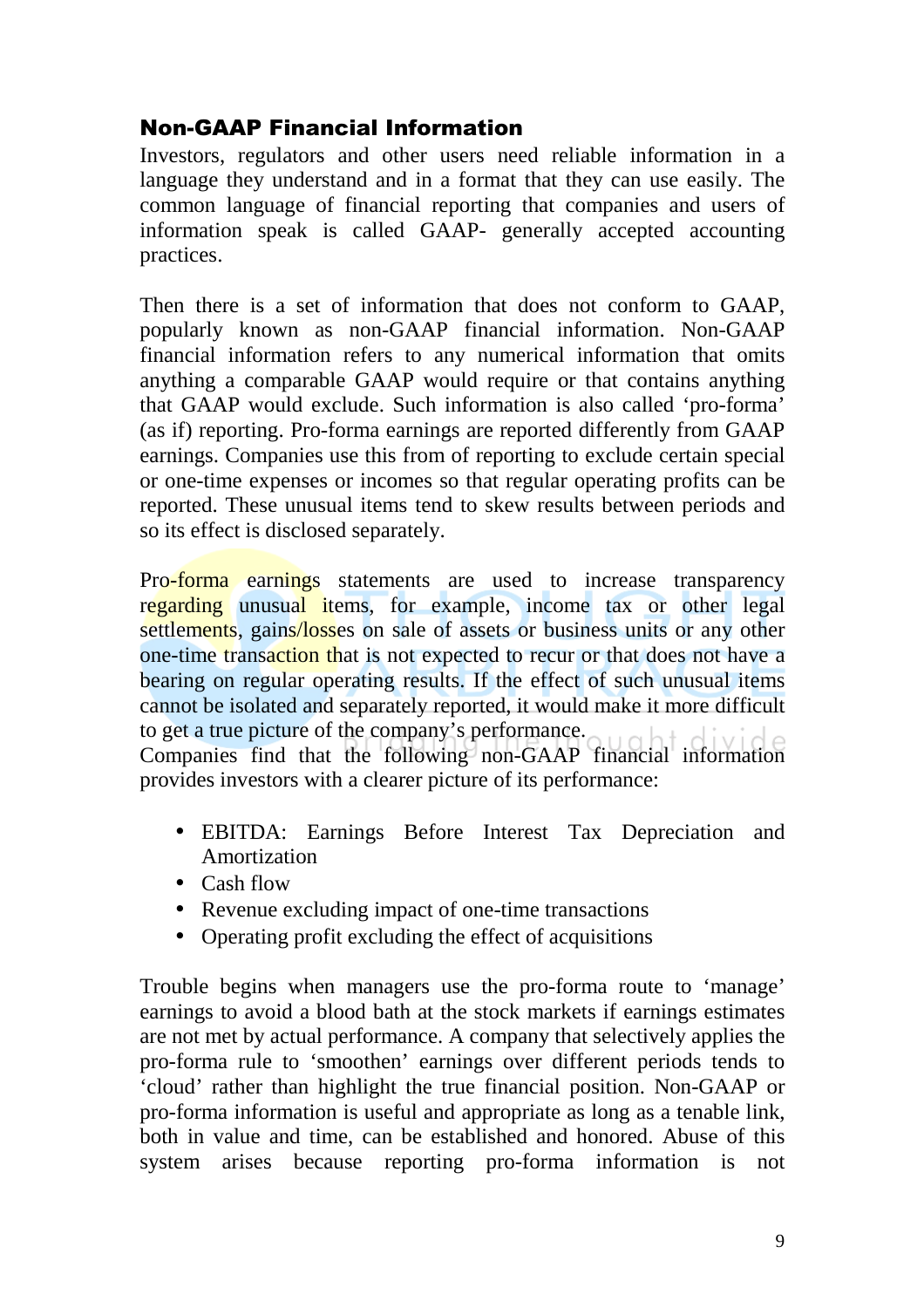## Non-GAAP Financial Information

Investors, regulators and other users need reliable information in a language they understand and in a format that they can use easily. The common language of financial reporting that companies and users of information speak is called GAAP- generally accepted accounting practices.

Then there is a set of information that does not conform to GAAP, popularly known as non-GAAP financial information. Non-GAAP financial information refers to any numerical information that omits anything a comparable GAAP would require or that contains anything that GAAP would exclude. Such information is also called 'pro-forma' (as if) reporting. Pro-forma earnings are reported differently from GAAP earnings. Companies use this from of reporting to exclude certain special or one-time expenses or incomes so that regular operating profits can be reported. These unusual items tend to skew results between periods and so its effect is disclosed separately.

Pro-forma earnings statements are used to increase transparency regarding unusual items, for example, income tax or other legal settlements, gains/losses on sale of assets or business units or any other one-time transaction that is not expected to recur or that does not have a bearing on regular operating results. If the effect of such unusual items cannot be isolated and separately reported, it would make it more difficult to get a true picture of the company's performance.
Companies find that the following non-GAAP financial information provides investors with a clearer picture of its performance:

- EBITDA: Earnings Before Interest Tax Depreciation and Amortization
- Cash flow
- Revenue excluding impact of one-time transactions
- Operating profit excluding the effect of acquisitions

Trouble begins when managers use the pro-forma route to 'manage' earnings to avoid a blood bath at the stock markets if earnings estimates are not met by actual performance. A company that selectively applies the pro-forma rule to 'smoothen' earnings over different periods tends to 'cloud' rather than highlight the true financial position. Non-GAAP or pro-forma information is useful and appropriate as long as a tenable link, both in value and time, can be established and honored. Abuse of this system arises because reporting pro-forma information is not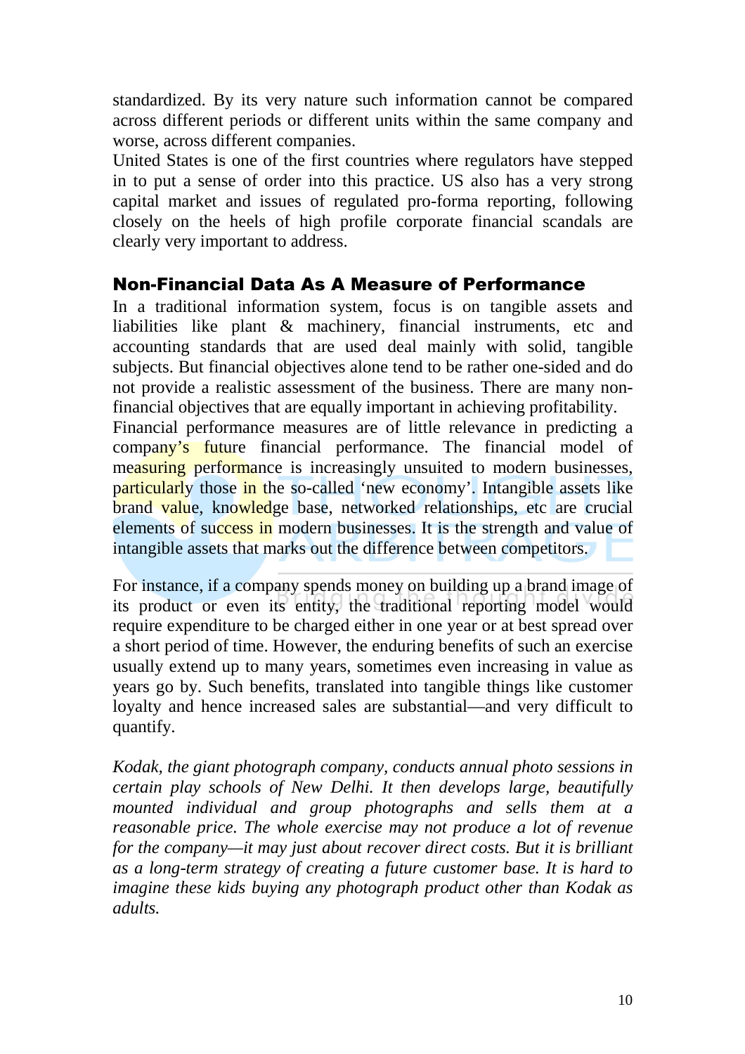standardized. By its very nature such information cannot be compared across different periods or different units within the same company and worse, across different companies.

United States is one of the first countries where regulators have stepped in to put a sense of order into this practice. US also has a very strong capital market and issues of regulated pro-forma reporting, following closely on the heels of high profile corporate financial scandals are clearly very important to address.

## Non-Financial Data As A Measure of Performance

In a traditional information system, focus is on tangible assets and liabilities like plant & machinery, financial instruments, etc and accounting standards that are used deal mainly with solid, tangible subjects. But financial objectives alone tend to be rather one-sided and do not provide a realistic assessment of the business. There are many non-financial objectives that are equally important in achieving profitability.

Financial performance measures are of little relevance in predicting a company's future financial performance. The financial model of measuring performance is increasingly unsuited to modern businesses, particularly those in the so-called 'new economy'. Intangible assets like brand value, knowledge base, networked relationships, etc are crucial elements of success in modern businesses. It is the strength and value of intangible assets that marks out the difference between competitors.

For instance, if a company spends money on building up a brand image of its product or even its entity, the traditional reporting model would require expenditure to be charged either in one year or at best spread over a short period of time. However, the enduring benefits of such an exercise usually extend up to many years, sometimes even increasing in value as years go by. Such benefits, translated into tangible things like customer loyalty and hence increased sales are substantial—and very difficult to quantify.

*Kodak, the giant photograph company, conducts annual photo sessions in certain play schools of New Delhi. It then develops large, beautifully mounted individual and group photographs and sells them at a reasonable price. The whole exercise may not produce a lot of revenue for the company—it may just about recover direct costs. But it is brilliant as a long-term strategy of creating a future customer base. It is hard to imagine these kids buying any photograph product other than Kodak as adults.*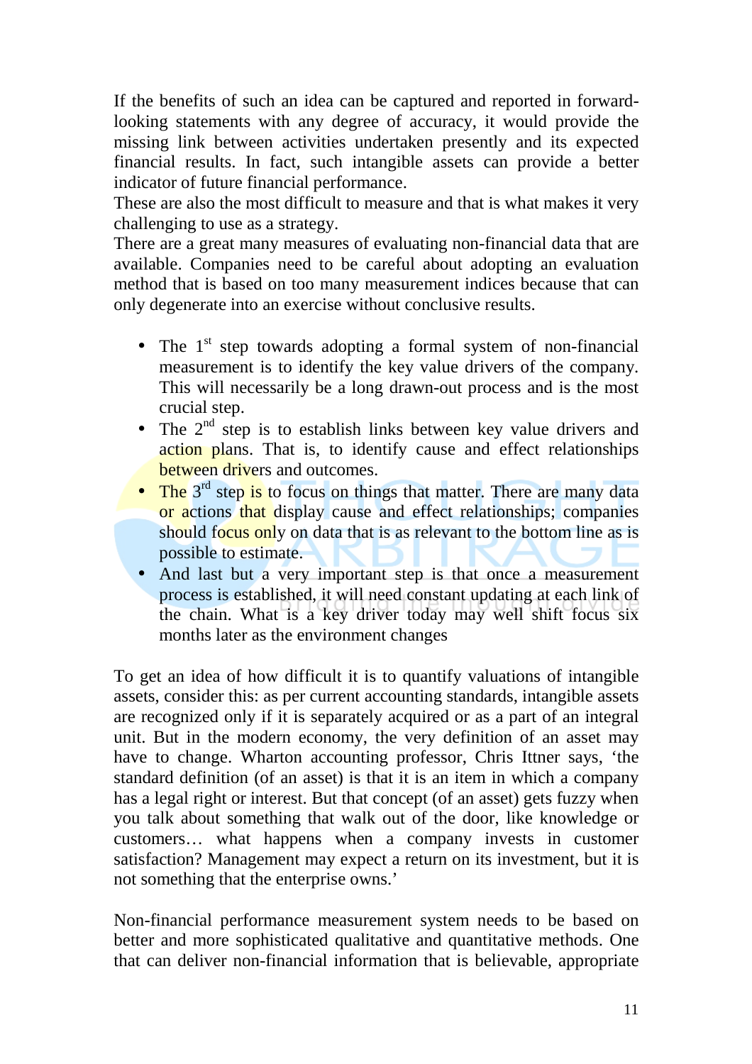If the benefits of such an idea can be captured and reported in forward-looking statements with any degree of accuracy, it would provide the missing link between activities undertaken presently and its expected financial results. In fact, such intangible assets can provide a better indicator of future financial performance.

These are also the most difficult to measure and that is what makes it very challenging to use as a strategy.

There are a great many measures of evaluating non-financial data that are available. Companies need to be careful about adopting an evaluation method that is based on too many measurement indices because that can only degenerate into an exercise without conclusive results.

- The 1st step towards adopting a formal system of non-financial measurement is to identify the key value drivers of the company. This will necessarily be a long drawn-out process and is the most crucial step.
- The 2nd step is to establish links between key value drivers and action plans. That is, to identify cause and effect relationships between drivers and outcomes.
- The 3rd step is to focus on things that matter. There are many data or actions that display cause and effect relationships; companies should focus only on data that is as relevant to the bottom line as is possible to estimate.
- And last but a very important step is that once a measurement process is established, it will need constant updating at each link of the chain. What is a key driver today may well shift focus six months later as the environment changes

To get an idea of how difficult it is to quantify valuations of intangible assets, consider this: as per current accounting standards, intangible assets are recognized only if it is separately acquired or as a part of an integral unit. But in the modern economy, the very definition of an asset may have to change. Wharton accounting professor, Chris Ittner says, 'the standard definition (of an asset) is that it is an item in which a company has a legal right or interest. But that concept (of an asset) gets fuzzy when you talk about something that walk out of the door, like knowledge or customers… what happens when a company invests in customer satisfaction? Management may expect a return on its investment, but it is not something that the enterprise owns.'

Non-financial performance measurement system needs to be based on better and more sophisticated qualitative and quantitative methods. One that can deliver non-financial information that is believable, appropriate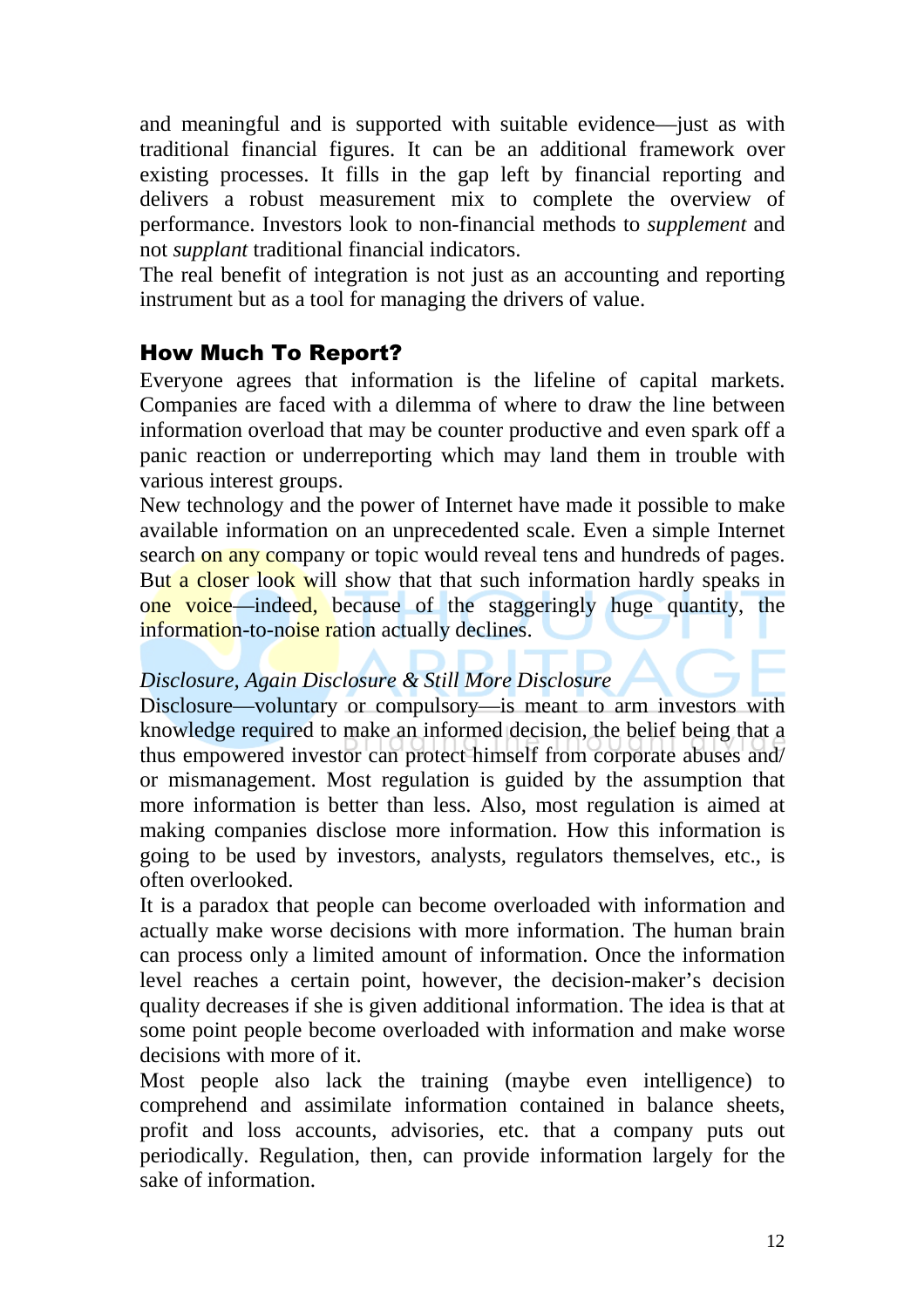and meaningful and is supported with suitable evidence—just as with traditional financial figures. It can be an additional framework over existing processes. It fills in the gap left by financial reporting and delivers a robust measurement mix to complete the overview of performance. Investors look to non-financial methods to *supplement* and not *supplant* traditional financial indicators.

The real benefit of integration is not just as an accounting and reporting instrument but as a tool for managing the drivers of value.

## How Much To Report?

Everyone agrees that information is the lifeline of capital markets. Companies are faced with a dilemma of where to draw the line between information overload that may be counter productive and even spark off a panic reaction or underreporting which may land them in trouble with various interest groups.

New technology and the power of Internet have made it possible to make available information on an unprecedented scale. Even a simple Internet search on any company or topic would reveal tens and hundreds of pages. But a closer look will show that that such information hardly speaks in one voice—indeed, because of the staggeringly huge quantity, the information-to-noise ration actually declines.

### *Disclosure, Again Disclosure & Still More Disclosure*

Disclosure—voluntary or compulsory—is meant to arm investors with knowledge required to make an informed decision, the belief being that a thus empowered investor can protect himself from corporate abuses and/ or mismanagement. Most regulation is guided by the assumption that more information is better than less. Also, most regulation is aimed at making companies disclose more information. How this information is going to be used by investors, analysts, regulators themselves, etc., is often overlooked.

It is a paradox that people can become overloaded with information and actually make worse decisions with more information. The human brain can process only a limited amount of information. Once the information level reaches a certain point, however, the decision-maker's decision quality decreases if she is given additional information. The idea is that at some point people become overloaded with information and make worse decisions with more of it.

Most people also lack the training (maybe even intelligence) to comprehend and assimilate information contained in balance sheets, profit and loss accounts, advisories, etc. that a company puts out periodically. Regulation, then, can provide information largely for the sake of information.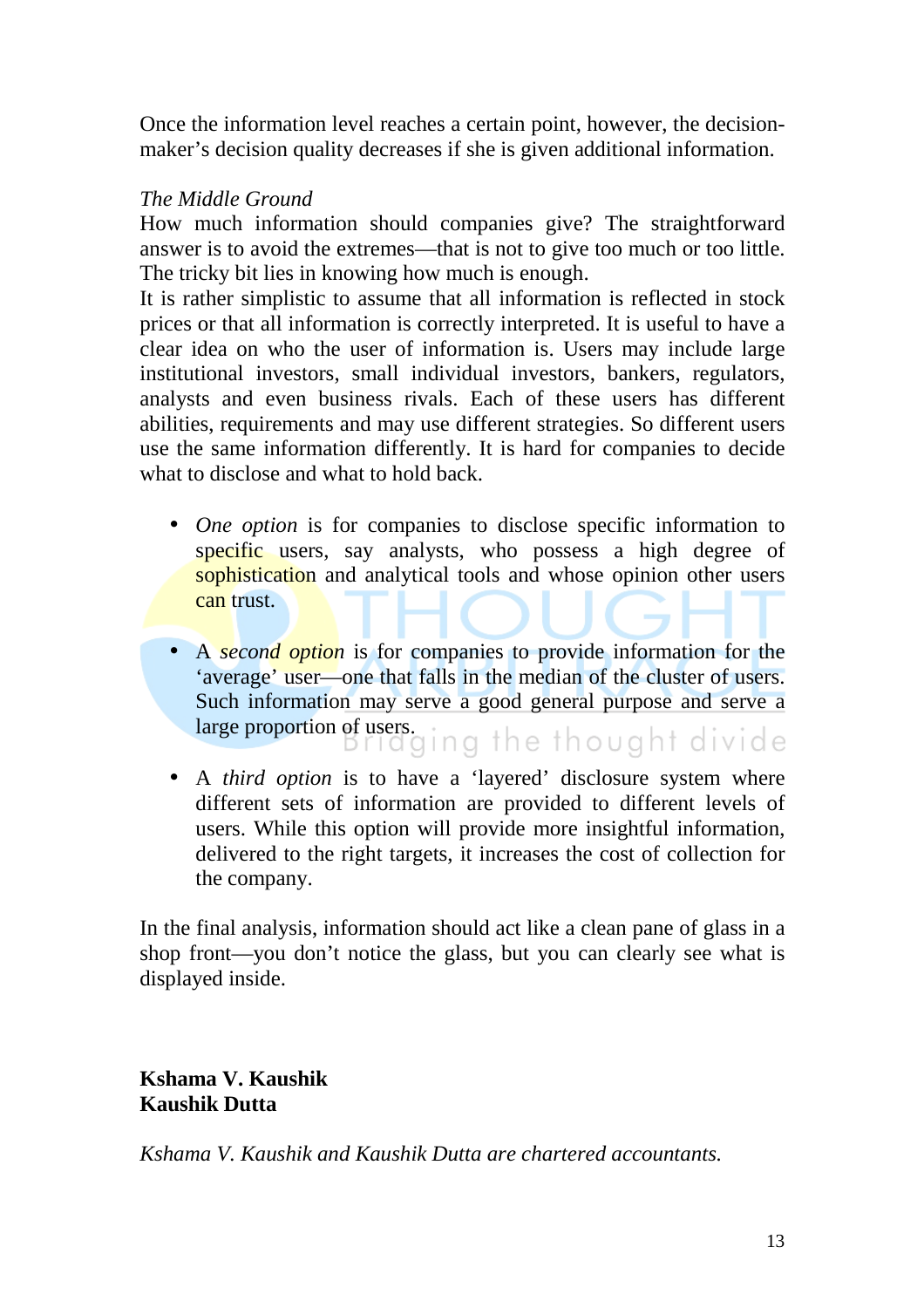Once the information level reaches a certain point, however, the decision-maker's decision quality decreases if she is given additional information.

*The Middle Ground*

How much information should companies give? The straightforward answer is to avoid the extremes—that is not to give too much or too little. The tricky bit lies in knowing how much is enough.

It is rather simplistic to assume that all information is reflected in stock prices or that all information is correctly interpreted. It is useful to have a clear idea on who the user of information is. Users may include large institutional investors, small individual investors, bankers, regulators, analysts and even business rivals. Each of these users has different abilities, requirements and may use different strategies. So different users use the same information differently. It is hard for companies to decide what to disclose and what to hold back.

- *One option* is for companies to disclose specific information to specific users, say analysts, who possess a high degree of sophistication and analytical tools and whose opinion other users can trust.

- A *second option* is for companies to provide information for the 'average' user—one that falls in the median of the cluster of users. Such information may serve a good general purpose and serve a large proportion of users.

- A *third option* is to have a 'layered' disclosure system where different sets of information are provided to different levels of users. While this option will provide more insightful information, delivered to the right targets, it increases the cost of collection for the company.

In the final analysis, information should act like a clean pane of glass in a shop front—you don't notice the glass, but you can clearly see what is displayed inside.

**Kshama V. Kaushik**
**Kaushik Dutta**

*Kshama V. Kaushik and Kaushik Dutta are chartered accountants.*